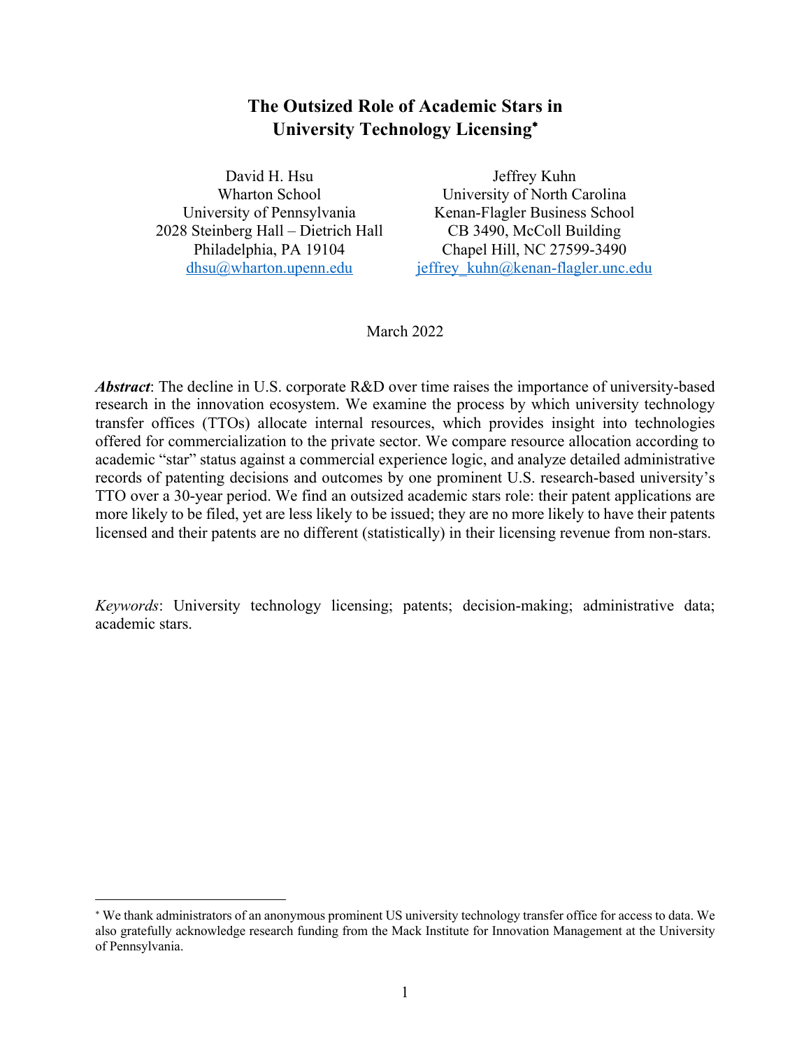# The Outsized Role of Academic Stars in University Technology Licensing[*]

David H. Hsu
Wharton School
University of Pennsylvania
2028 Steinberg Hall – Dietrich Hall
Philadelphia, PA 19104
dhsu@wharton.upenn.edu

Jeffrey Kuhn
University of North Carolina
Kenan-Flagler Business School
CB 3490, McColl Building
Chapel Hill, NC 27599-3490
jeffrey_kuhn@kenan-flagler.unc.edu

March 2022

***Abstract***: The decline in U.S. corporate R&D over time raises the importance of university-based research in the innovation ecosystem. We examine the process by which university technology transfer offices (TTOs) allocate internal resources, which provides insight into technologies offered for commercialization to the private sector. We compare resource allocation according to academic "star" status against a commercial experience logic, and analyze detailed administrative records of patenting decisions and outcomes by one prominent U.S. research-based university's TTO over a 30-year period. We find an outsized academic stars role: their patent applications are more likely to be filed, yet are less likely to be issued; they are no more likely to have their patents licensed and their patents are no different (statistically) in their licensing revenue from non-stars.

*Keywords*: University technology licensing; patents; decision-making; administrative data; academic stars.

---

[*] We thank administrators of an anonymous prominent US university technology transfer office for access to data. We also gratefully acknowledge research funding from the Mack Institute for Innovation Management at the University of Pennsylvania.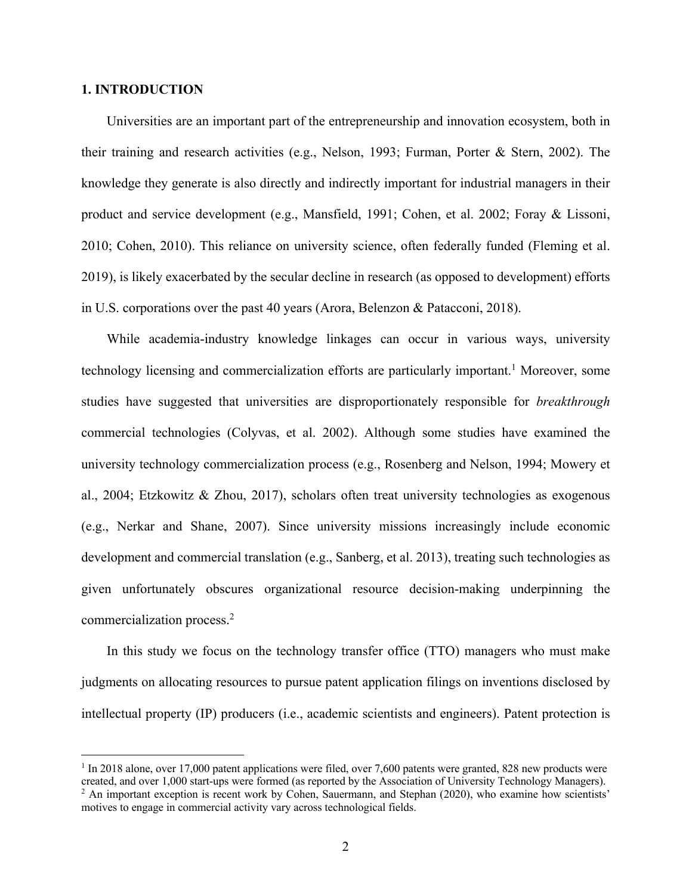## 1. INTRODUCTION

Universities are an important part of the entrepreneurship and innovation ecosystem, both in their training and research activities (e.g., Nelson, 1993; Furman, Porter & Stern, 2002). The knowledge they generate is also directly and indirectly important for industrial managers in their product and service development (e.g., Mansfield, 1991; Cohen, et al. 2002; Foray & Lissoni, 2010; Cohen, 2010). This reliance on university science, often federally funded (Fleming et al. 2019), is likely exacerbated by the secular decline in research (as opposed to development) efforts in U.S. corporations over the past 40 years (Arora, Belenzon & Patacconi, 2018).

While academia-industry knowledge linkages can occur in various ways, university technology licensing and commercialization efforts are particularly important.[1] Moreover, some studies have suggested that universities are disproportionately responsible for *breakthrough* commercial technologies (Colyvas, et al. 2002). Although some studies have examined the university technology commercialization process (e.g., Rosenberg and Nelson, 1994; Mowery et al., 2004; Etzkowitz & Zhou, 2017), scholars often treat university technologies as exogenous (e.g., Nerkar and Shane, 2007). Since university missions increasingly include economic development and commercial translation (e.g., Sanberg, et al. 2013), treating such technologies as given unfortunately obscures organizational resource decision-making underpinning the commercialization process.[2]

In this study we focus on the technology transfer office (TTO) managers who must make judgments on allocating resources to pursue patent application filings on inventions disclosed by intellectual property (IP) producers (i.e., academic scientists and engineers). Patent protection is

[1] In 2018 alone, over 17,000 patent applications were filed, over 7,600 patents were granted, 828 new products were created, and over 1,000 start-ups were formed (as reported by the Association of University Technology Managers).

[2] An important exception is recent work by Cohen, Sauermann, and Stephan (2020), who examine how scientists' motives to engage in commercial activity vary across technological fields.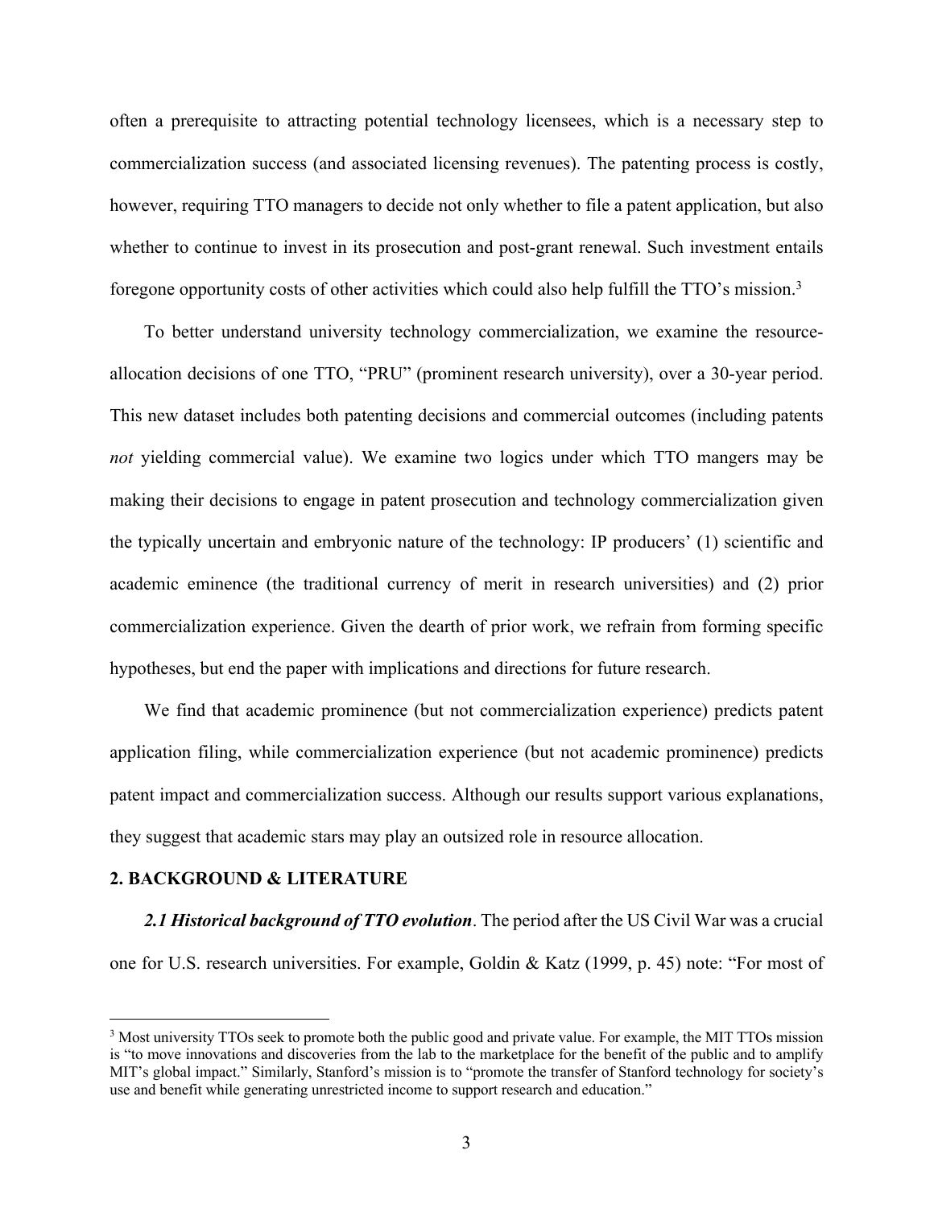often a prerequisite to attracting potential technology licensees, which is a necessary step to commercialization success (and associated licensing revenues). The patenting process is costly, however, requiring TTO managers to decide not only whether to file a patent application, but also whether to continue to invest in its prosecution and post-grant renewal. Such investment entails foregone opportunity costs of other activities which could also help fulfill the TTO's mission.[3]

To better understand university technology commercialization, we examine the resource-allocation decisions of one TTO, "PRU" (prominent research university), over a 30-year period. This new dataset includes both patenting decisions and commercial outcomes (including patents *not* yielding commercial value). We examine two logics under which TTO mangers may be making their decisions to engage in patent prosecution and technology commercialization given the typically uncertain and embryonic nature of the technology: IP producers' (1) scientific and academic eminence (the traditional currency of merit in research universities) and (2) prior commercialization experience. Given the dearth of prior work, we refrain from forming specific hypotheses, but end the paper with implications and directions for future research.

We find that academic prominence (but not commercialization experience) predicts patent application filing, while commercialization experience (but not academic prominence) predicts patent impact and commercialization success. Although our results support various explanations, they suggest that academic stars may play an outsized role in resource allocation.

## 2. BACKGROUND & LITERATURE

***2.1 Historical background of TTO evolution***. The period after the US Civil War was a crucial one for U.S. research universities. For example, Goldin & Katz (1999, p. 45) note: "For most of

[3] Most university TTOs seek to promote both the public good and private value. For example, the MIT TTOs mission is "to move innovations and discoveries from the lab to the marketplace for the benefit of the public and to amplify MIT's global impact." Similarly, Stanford's mission is to "promote the transfer of Stanford technology for society's use and benefit while generating unrestricted income to support research and education."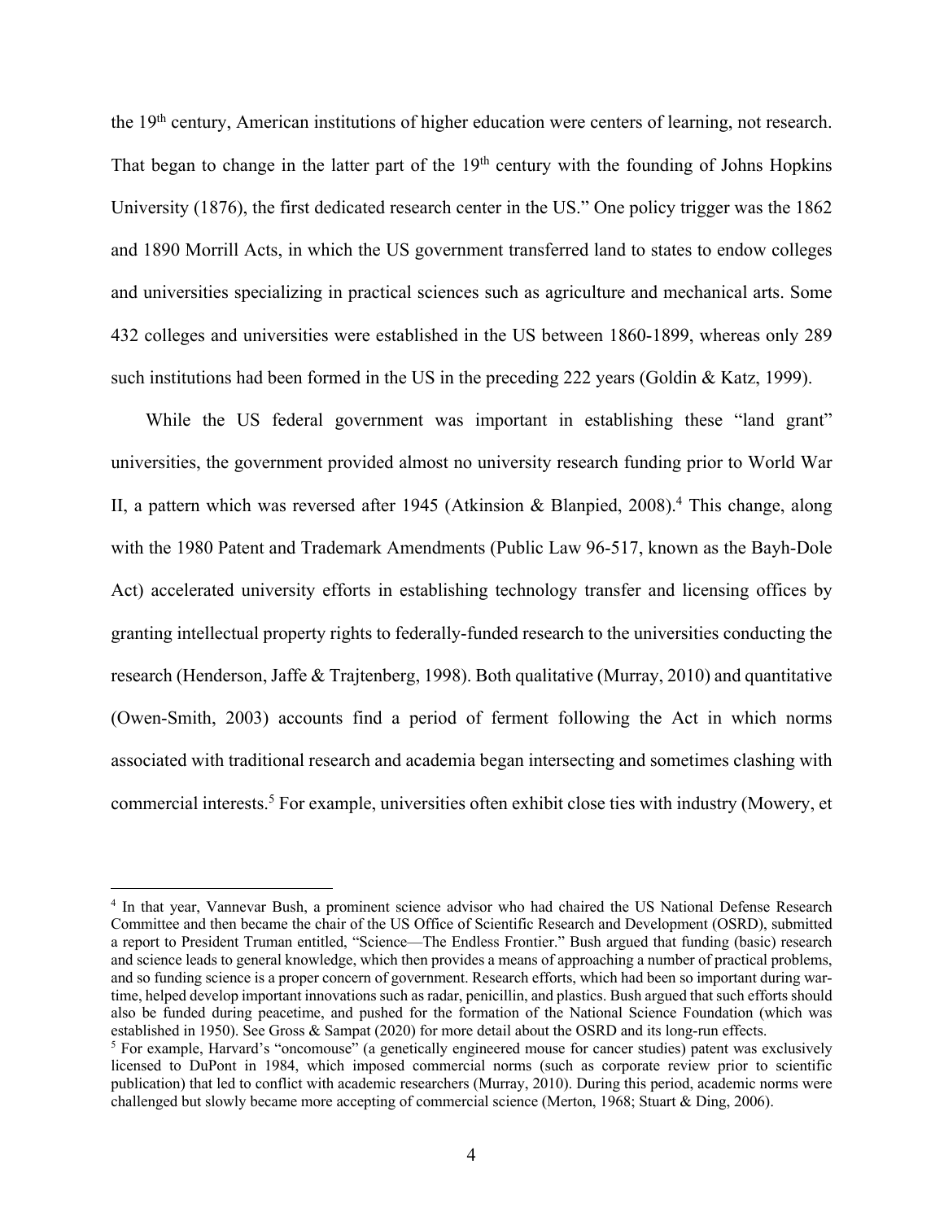the 19th century, American institutions of higher education were centers of learning, not research. That began to change in the latter part of the 19th century with the founding of Johns Hopkins University (1876), the first dedicated research center in the US." One policy trigger was the 1862 and 1890 Morrill Acts, in which the US government transferred land to states to endow colleges and universities specializing in practical sciences such as agriculture and mechanical arts. Some 432 colleges and universities were established in the US between 1860-1899, whereas only 289 such institutions had been formed in the US in the preceding 222 years (Goldin & Katz, 1999).

While the US federal government was important in establishing these "land grant" universities, the government provided almost no university research funding prior to World War II, a pattern which was reversed after 1945 (Atkinsion & Blanpied, 2008).[4] This change, along with the 1980 Patent and Trademark Amendments (Public Law 96-517, known as the Bayh-Dole Act) accelerated university efforts in establishing technology transfer and licensing offices by granting intellectual property rights to federally-funded research to the universities conducting the research (Henderson, Jaffe & Trajtenberg, 1998). Both qualitative (Murray, 2010) and quantitative (Owen-Smith, 2003) accounts find a period of ferment following the Act in which norms associated with traditional research and academia began intersecting and sometimes clashing with commercial interests.[5] For example, universities often exhibit close ties with industry (Mowery, et

---

[4] In that year, Vannevar Bush, a prominent science advisor who had chaired the US National Defense Research Committee and then became the chair of the US Office of Scientific Research and Development (OSRD), submitted a report to President Truman entitled, "Science—The Endless Frontier." Bush argued that funding (basic) research and science leads to general knowledge, which then provides a means of approaching a number of practical problems, and so funding science is a proper concern of government. Research efforts, which had been so important during war-time, helped develop important innovations such as radar, penicillin, and plastics. Bush argued that such efforts should also be funded during peacetime, and pushed for the formation of the National Science Foundation (which was established in 1950). See Gross & Sampat (2020) for more detail about the OSRD and its long-run effects.

[5] For example, Harvard's "oncomouse" (a genetically engineered mouse for cancer studies) patent was exclusively licensed to DuPont in 1984, which imposed commercial norms (such as corporate review prior to scientific publication) that led to conflict with academic researchers (Murray, 2010). During this period, academic norms were challenged but slowly became more accepting of commercial science (Merton, 1968; Stuart & Ding, 2006).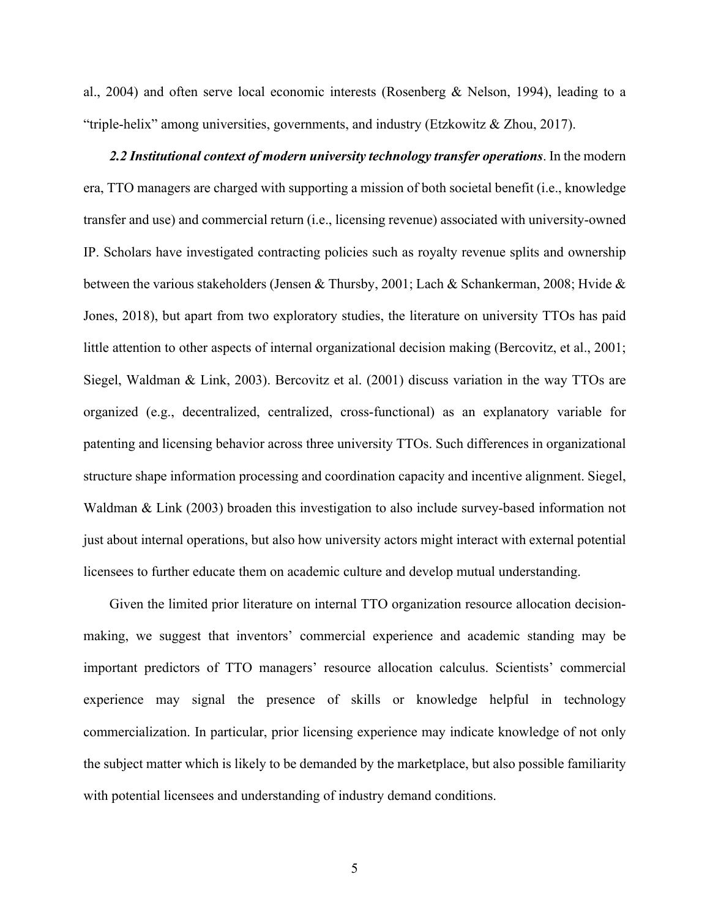al., 2004) and often serve local economic interests (Rosenberg & Nelson, 1994), leading to a "triple-helix" among universities, governments, and industry (Etzkowitz & Zhou, 2017).

***2.2 Institutional context of modern university technology transfer operations***. In the modern era, TTO managers are charged with supporting a mission of both societal benefit (i.e., knowledge transfer and use) and commercial return (i.e., licensing revenue) associated with university-owned IP. Scholars have investigated contracting policies such as royalty revenue splits and ownership between the various stakeholders (Jensen & Thursby, 2001; Lach & Schankerman, 2008; Hvide & Jones, 2018), but apart from two exploratory studies, the literature on university TTOs has paid little attention to other aspects of internal organizational decision making (Bercovitz, et al., 2001; Siegel, Waldman & Link, 2003). Bercovitz et al. (2001) discuss variation in the way TTOs are organized (e.g., decentralized, centralized, cross-functional) as an explanatory variable for patenting and licensing behavior across three university TTOs. Such differences in organizational structure shape information processing and coordination capacity and incentive alignment. Siegel, Waldman & Link (2003) broaden this investigation to also include survey-based information not just about internal operations, but also how university actors might interact with external potential licensees to further educate them on academic culture and develop mutual understanding.

Given the limited prior literature on internal TTO organization resource allocation decision-making, we suggest that inventors' commercial experience and academic standing may be important predictors of TTO managers' resource allocation calculus. Scientists' commercial experience may signal the presence of skills or knowledge helpful in technology commercialization. In particular, prior licensing experience may indicate knowledge of not only the subject matter which is likely to be demanded by the marketplace, but also possible familiarity with potential licensees and understanding of industry demand conditions.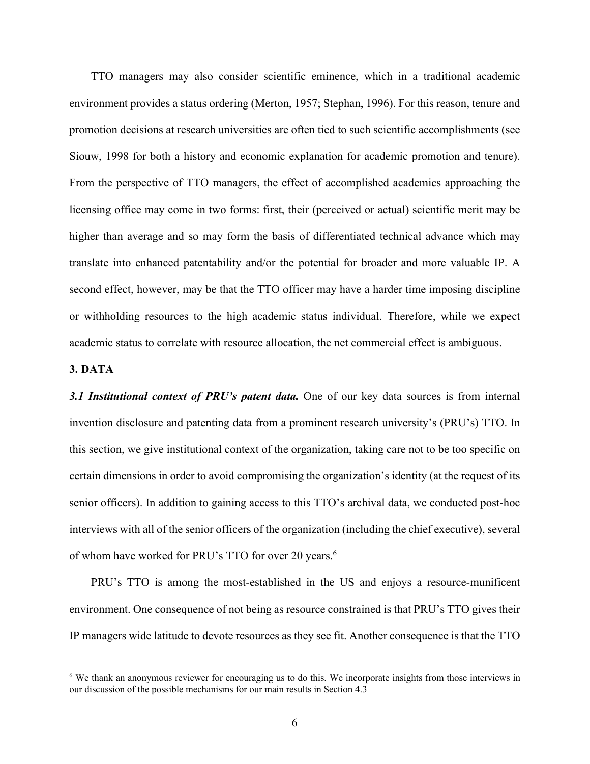TTO managers may also consider scientific eminence, which in a traditional academic environment provides a status ordering (Merton, 1957; Stephan, 1996). For this reason, tenure and promotion decisions at research universities are often tied to such scientific accomplishments (see Siouw, 1998 for both a history and economic explanation for academic promotion and tenure). From the perspective of TTO managers, the effect of accomplished academics approaching the licensing office may come in two forms: first, their (perceived or actual) scientific merit may be higher than average and so may form the basis of differentiated technical advance which may translate into enhanced patentability and/or the potential for broader and more valuable IP. A second effect, however, may be that the TTO officer may have a harder time imposing discipline or withholding resources to the high academic status individual. Therefore, while we expect academic status to correlate with resource allocation, the net commercial effect is ambiguous.

## 3. DATA

***3.1 Institutional context of PRU's patent data.*** One of our key data sources is from internal invention disclosure and patenting data from a prominent research university's (PRU's) TTO. In this section, we give institutional context of the organization, taking care not to be too specific on certain dimensions in order to avoid compromising the organization's identity (at the request of its senior officers). In addition to gaining access to this TTO's archival data, we conducted post-hoc interviews with all of the senior officers of the organization (including the chief executive), several of whom have worked for PRU's TTO for over 20 years.[6]

PRU's TTO is among the most-established in the US and enjoys a resource-munificent environment. One consequence of not being as resource constrained is that PRU's TTO gives their IP managers wide latitude to devote resources as they see fit. Another consequence is that the TTO

[6] We thank an anonymous reviewer for encouraging us to do this. We incorporate insights from those interviews in our discussion of the possible mechanisms for our main results in Section 4.3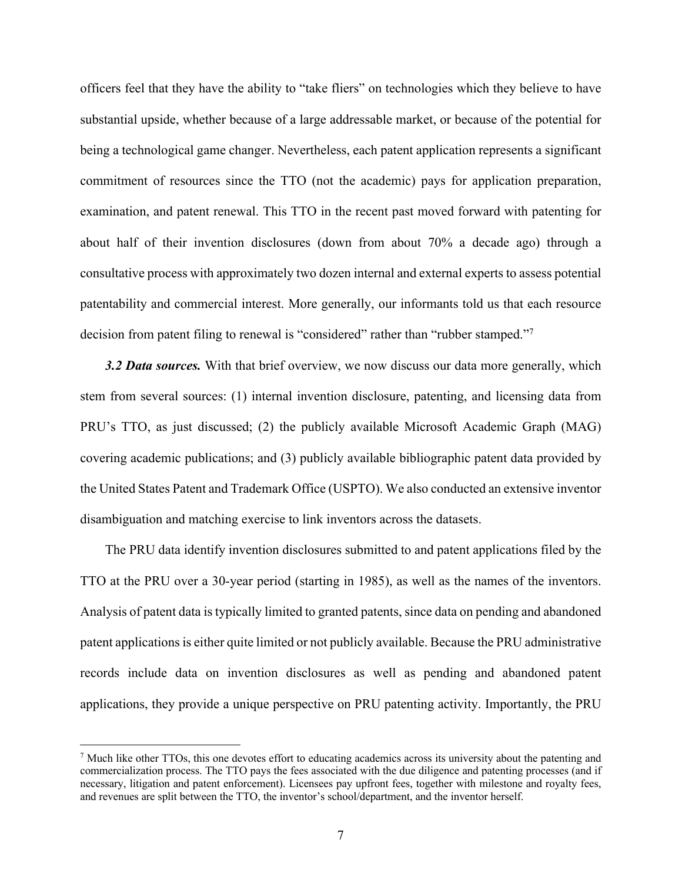officers feel that they have the ability to "take fliers" on technologies which they believe to have substantial upside, whether because of a large addressable market, or because of the potential for being a technological game changer. Nevertheless, each patent application represents a significant commitment of resources since the TTO (not the academic) pays for application preparation, examination, and patent renewal. This TTO in the recent past moved forward with patenting for about half of their invention disclosures (down from about 70% a decade ago) through a consultative process with approximately two dozen internal and external experts to assess potential patentability and commercial interest. More generally, our informants told us that each resource decision from patent filing to renewal is "considered" rather than "rubber stamped."[7]

***3.2 Data sources.*** With that brief overview, we now discuss our data more generally, which stem from several sources: (1) internal invention disclosure, patenting, and licensing data from PRU's TTO, as just discussed; (2) the publicly available Microsoft Academic Graph (MAG) covering academic publications; and (3) publicly available bibliographic patent data provided by the United States Patent and Trademark Office (USPTO). We also conducted an extensive inventor disambiguation and matching exercise to link inventors across the datasets.

The PRU data identify invention disclosures submitted to and patent applications filed by the TTO at the PRU over a 30-year period (starting in 1985), as well as the names of the inventors. Analysis of patent data is typically limited to granted patents, since data on pending and abandoned patent applications is either quite limited or not publicly available. Because the PRU administrative records include data on invention disclosures as well as pending and abandoned patent applications, they provide a unique perspective on PRU patenting activity. Importantly, the PRU

[7] Much like other TTOs, this one devotes effort to educating academics across its university about the patenting and commercialization process. The TTO pays the fees associated with the due diligence and patenting processes (and if necessary, litigation and patent enforcement). Licensees pay upfront fees, together with milestone and royalty fees, and revenues are split between the TTO, the inventor's school/department, and the inventor herself.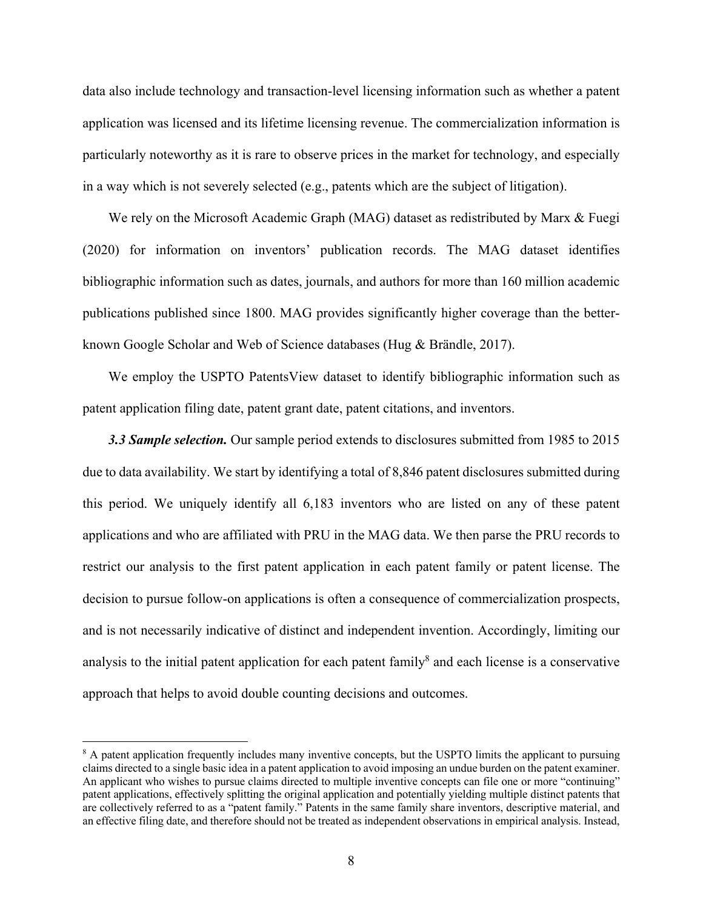data also include technology and transaction-level licensing information such as whether a patent application was licensed and its lifetime licensing revenue. The commercialization information is particularly noteworthy as it is rare to observe prices in the market for technology, and especially in a way which is not severely selected (e.g., patents which are the subject of litigation).

We rely on the Microsoft Academic Graph (MAG) dataset as redistributed by Marx & Fuegi (2020) for information on inventors' publication records. The MAG dataset identifies bibliographic information such as dates, journals, and authors for more than 160 million academic publications published since 1800. MAG provides significantly higher coverage than the better-known Google Scholar and Web of Science databases (Hug & Brändle, 2017).

We employ the USPTO PatentsView dataset to identify bibliographic information such as patent application filing date, patent grant date, patent citations, and inventors.

***3.3 Sample selection.*** Our sample period extends to disclosures submitted from 1985 to 2015 due to data availability. We start by identifying a total of 8,846 patent disclosures submitted during this period. We uniquely identify all 6,183 inventors who are listed on any of these patent applications and who are affiliated with PRU in the MAG data. We then parse the PRU records to restrict our analysis to the first patent application in each patent family or patent license. The decision to pursue follow-on applications is often a consequence of commercialization prospects, and is not necessarily indicative of distinct and independent invention. Accordingly, limiting our analysis to the initial patent application for each patent family[8] and each license is a conservative approach that helps to avoid double counting decisions and outcomes.

[8] A patent application frequently includes many inventive concepts, but the USPTO limits the applicant to pursuing claims directed to a single basic idea in a patent application to avoid imposing an undue burden on the patent examiner. An applicant who wishes to pursue claims directed to multiple inventive concepts can file one or more "continuing" patent applications, effectively splitting the original application and potentially yielding multiple distinct patents that are collectively referred to as a "patent family." Patents in the same family share inventors, descriptive material, and an effective filing date, and therefore should not be treated as independent observations in empirical analysis. Instead,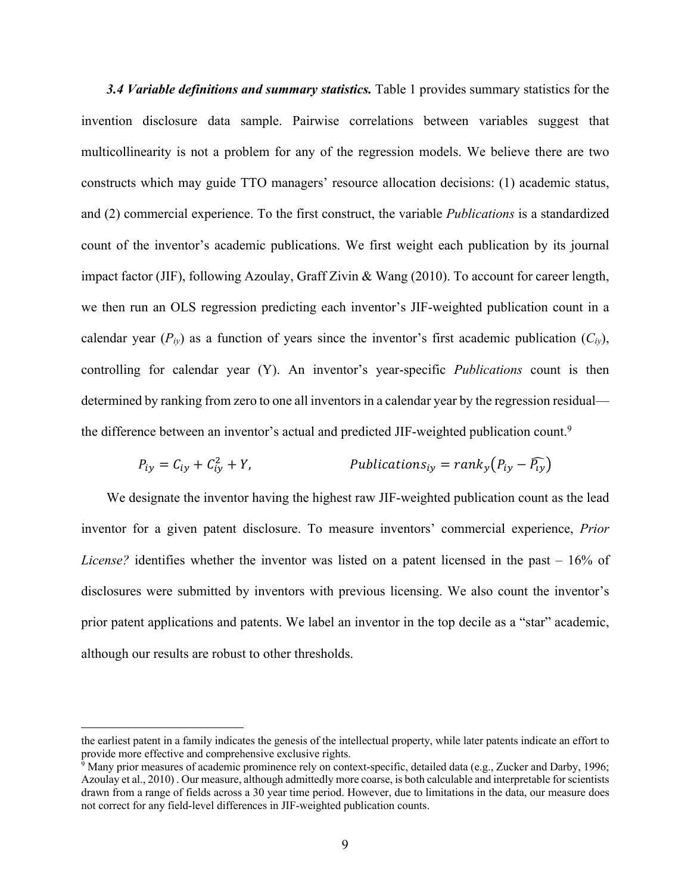*3.4 Variable definitions and summary statistics.* Table 1 provides summary statistics for the invention disclosure data sample. Pairwise correlations between variables suggest that multicollinearity is not a problem for any of the regression models. We believe there are two constructs which may guide TTO managers' resource allocation decisions: (1) academic status, and (2) commercial experience. To the first construct, the variable *Publications* is a standardized count of the inventor's academic publications. We first weight each publication by its journal impact factor (JIF), following Azoulay, Graff Zivin & Wang (2010). To account for career length, we then run an OLS regression predicting each inventor's JIF-weighted publication count in a calendar year ($P_{iy}$) as a function of years since the inventor's first academic publication ($C_{iy}$), controlling for calendar year (Y). An inventor's year-specific *Publications* count is then determined by ranking from zero to one all inventors in a calendar year by the regression residual—the difference between an inventor's actual and predicted JIF-weighted publication count.[9]

$$P_{iy} = C_{iy} + C_{iy}^2 + Y, \qquad\qquad Publications_{iy} = rank_y\left(P_{iy} - \widehat{P_{iy}}\right)$$

We designate the inventor having the highest raw JIF-weighted publication count as the lead inventor for a given patent disclosure. To measure inventors' commercial experience, *Prior License?* identifies whether the inventor was listed on a patent licensed in the past – 16% of disclosures were submitted by inventors with previous licensing. We also count the inventor's prior patent applications and patents. We label an inventor in the top decile as a "star" academic, although our results are robust to other thresholds.

---

the earliest patent in a family indicates the genesis of the intellectual property, while later patents indicate an effort to provide more effective and comprehensive exclusive rights.

[9] Many prior measures of academic prominence rely on context-specific, detailed data (e.g., Zucker and Darby, 1996; Azoulay et al., 2010) . Our measure, although admittedly more coarse, is both calculable and interpretable for scientists drawn from a range of fields across a 30 year time period. However, due to limitations in the data, our measure does not correct for any field-level differences in JIF-weighted publication counts.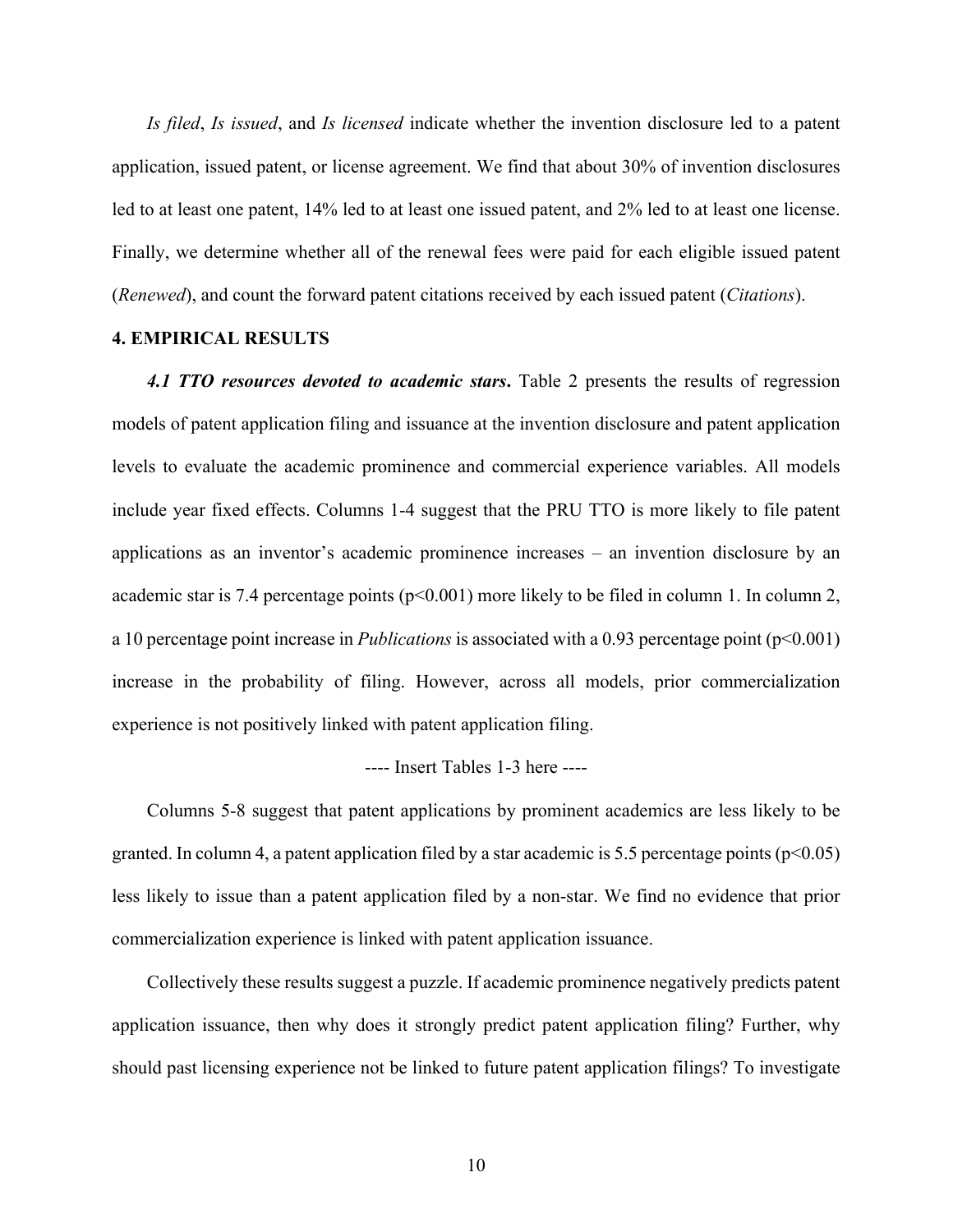*Is filed*, *Is issued*, and *Is licensed* indicate whether the invention disclosure led to a patent application, issued patent, or license agreement. We find that about 30% of invention disclosures led to at least one patent, 14% led to at least one issued patent, and 2% led to at least one license. Finally, we determine whether all of the renewal fees were paid for each eligible issued patent (*Renewed*), and count the forward patent citations received by each issued patent (*Citations*).

## 4. EMPIRICAL RESULTS

***4.1 TTO resources devoted to academic stars*.** Table 2 presents the results of regression models of patent application filing and issuance at the invention disclosure and patent application levels to evaluate the academic prominence and commercial experience variables. All models include year fixed effects. Columns 1-4 suggest that the PRU TTO is more likely to file patent applications as an inventor's academic prominence increases – an invention disclosure by an academic star is 7.4 percentage points ($p<0.001$) more likely to be filed in column 1. In column 2, a 10 percentage point increase in *Publications* is associated with a 0.93 percentage point ($p<0.001$) increase in the probability of filing. However, across all models, prior commercialization experience is not positively linked with patent application filing.

---- Insert Tables 1-3 here ----

Columns 5-8 suggest that patent applications by prominent academics are less likely to be granted. In column 4, a patent application filed by a star academic is 5.5 percentage points ($p<0.05$) less likely to issue than a patent application filed by a non-star. We find no evidence that prior commercialization experience is linked with patent application issuance.

Collectively these results suggest a puzzle. If academic prominence negatively predicts patent application issuance, then why does it strongly predict patent application filing? Further, why should past licensing experience not be linked to future patent application filings? To investigate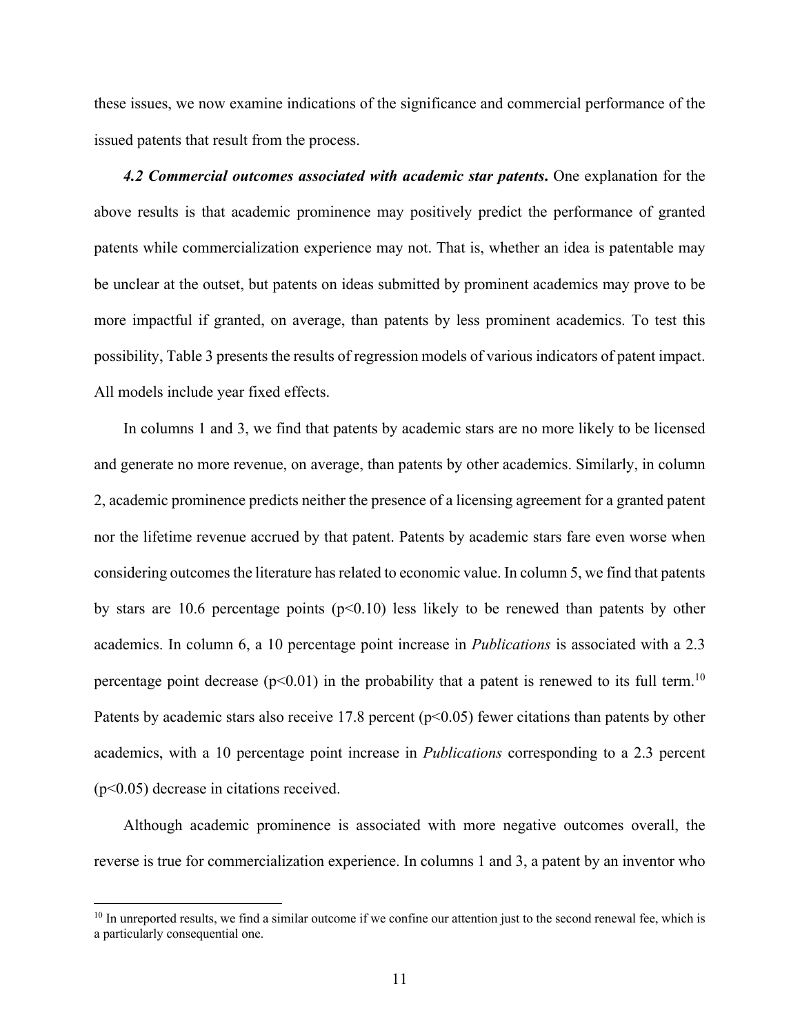these issues, we now examine indications of the significance and commercial performance of the issued patents that result from the process.

***4.2 Commercial outcomes associated with academic star patents*.** One explanation for the above results is that academic prominence may positively predict the performance of granted patents while commercialization experience may not. That is, whether an idea is patentable may be unclear at the outset, but patents on ideas submitted by prominent academics may prove to be more impactful if granted, on average, than patents by less prominent academics. To test this possibility, Table 3 presents the results of regression models of various indicators of patent impact. All models include year fixed effects.

In columns 1 and 3, we find that patents by academic stars are no more likely to be licensed and generate no more revenue, on average, than patents by other academics. Similarly, in column 2, academic prominence predicts neither the presence of a licensing agreement for a granted patent nor the lifetime revenue accrued by that patent. Patents by academic stars fare even worse when considering outcomes the literature has related to economic value. In column 5, we find that patents by stars are 10.6 percentage points ($p<0.10$) less likely to be renewed than patents by other academics. In column 6, a 10 percentage point increase in *Publications* is associated with a 2.3 percentage point decrease ($p<0.01$) in the probability that a patent is renewed to its full term.[10] Patents by academic stars also receive 17.8 percent ($p<0.05$) fewer citations than patents by other academics, with a 10 percentage point increase in *Publications* corresponding to a 2.3 percent ($p<0.05$) decrease in citations received.

Although academic prominence is associated with more negative outcomes overall, the reverse is true for commercialization experience. In columns 1 and 3, a patent by an inventor who

[10] In unreported results, we find a similar outcome if we confine our attention just to the second renewal fee, which is a particularly consequential one.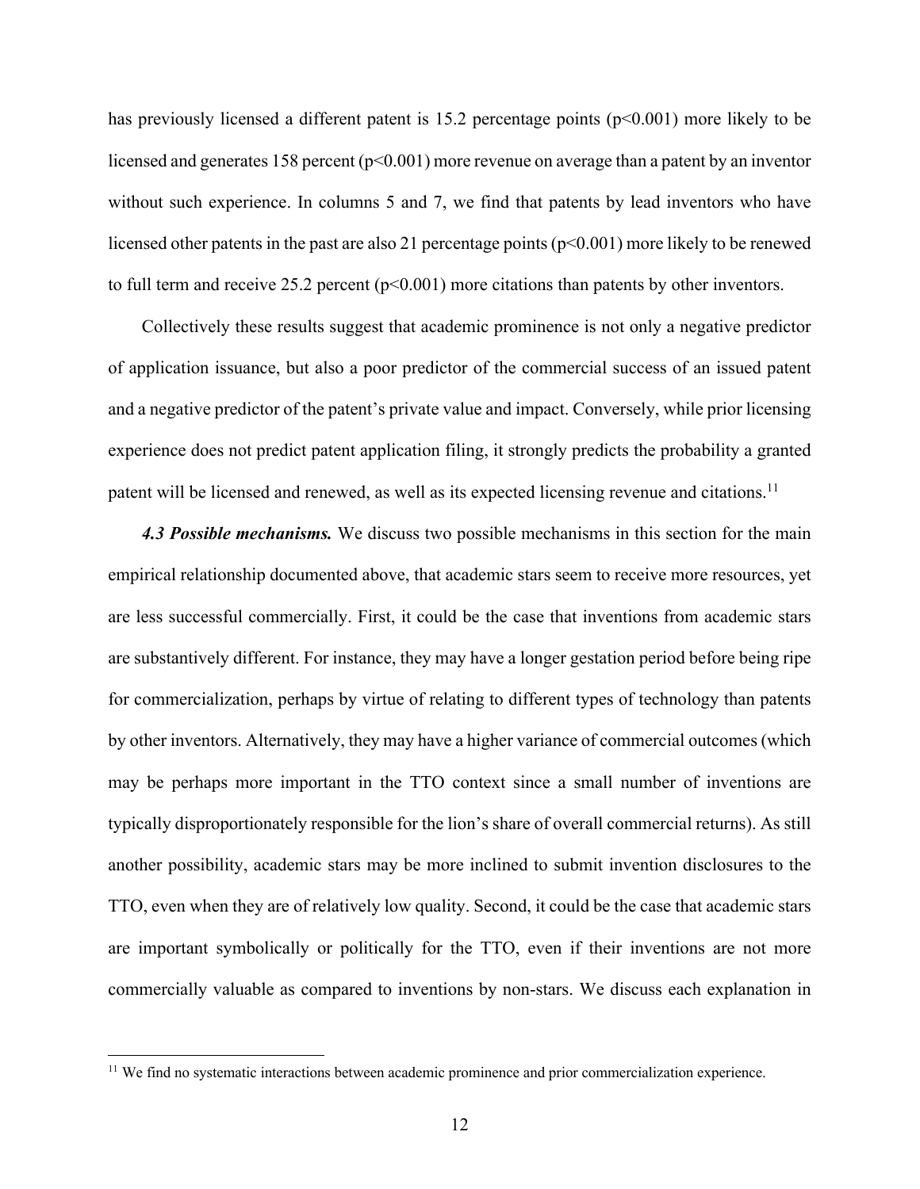has previously licensed a different patent is 15.2 percentage points ($p<0.001$) more likely to be licensed and generates 158 percent ($p<0.001$) more revenue on average than a patent by an inventor without such experience. In columns 5 and 7, we find that patents by lead inventors who have licensed other patents in the past are also 21 percentage points ($p<0.001$) more likely to be renewed to full term and receive 25.2 percent ($p<0.001$) more citations than patents by other inventors.

Collectively these results suggest that academic prominence is not only a negative predictor of application issuance, but also a poor predictor of the commercial success of an issued patent and a negative predictor of the patent's private value and impact. Conversely, while prior licensing experience does not predict patent application filing, it strongly predicts the probability a granted patent will be licensed and renewed, as well as its expected licensing revenue and citations.[11]

***4.3 Possible mechanisms.*** We discuss two possible mechanisms in this section for the main empirical relationship documented above, that academic stars seem to receive more resources, yet are less successful commercially. First, it could be the case that inventions from academic stars are substantively different. For instance, they may have a longer gestation period before being ripe for commercialization, perhaps by virtue of relating to different types of technology than patents by other inventors. Alternatively, they may have a higher variance of commercial outcomes (which may be perhaps more important in the TTO context since a small number of inventions are typically disproportionately responsible for the lion's share of overall commercial returns). As still another possibility, academic stars may be more inclined to submit invention disclosures to the TTO, even when they are of relatively low quality. Second, it could be the case that academic stars are important symbolically or politically for the TTO, even if their inventions are not more commercially valuable as compared to inventions by non-stars. We discuss each explanation in

[11] We find no systematic interactions between academic prominence and prior commercialization experience.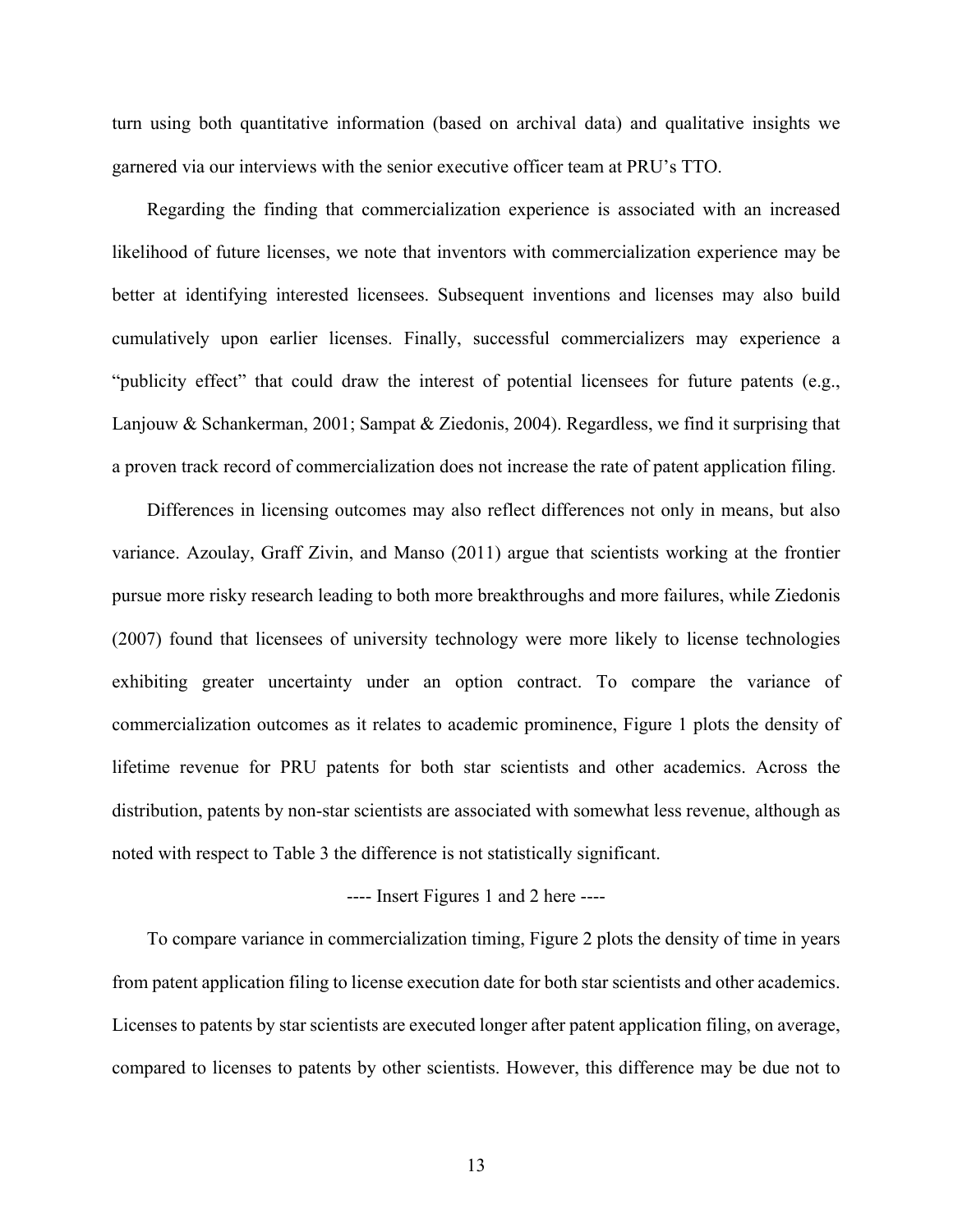turn using both quantitative information (based on archival data) and qualitative insights we garnered via our interviews with the senior executive officer team at PRU's TTO.

Regarding the finding that commercialization experience is associated with an increased likelihood of future licenses, we note that inventors with commercialization experience may be better at identifying interested licensees. Subsequent inventions and licenses may also build cumulatively upon earlier licenses. Finally, successful commercializers may experience a "publicity effect" that could draw the interest of potential licensees for future patents (e.g., Lanjouw & Schankerman, 2001; Sampat & Ziedonis, 2004). Regardless, we find it surprising that a proven track record of commercialization does not increase the rate of patent application filing.

Differences in licensing outcomes may also reflect differences not only in means, but also variance. Azoulay, Graff Zivin, and Manso (2011) argue that scientists working at the frontier pursue more risky research leading to both more breakthroughs and more failures, while Ziedonis (2007) found that licensees of university technology were more likely to license technologies exhibiting greater uncertainty under an option contract. To compare the variance of commercialization outcomes as it relates to academic prominence, Figure 1 plots the density of lifetime revenue for PRU patents for both star scientists and other academics. Across the distribution, patents by non-star scientists are associated with somewhat less revenue, although as noted with respect to Table 3 the difference is not statistically significant.

---- Insert Figures 1 and 2 here ----

To compare variance in commercialization timing, Figure 2 plots the density of time in years from patent application filing to license execution date for both star scientists and other academics. Licenses to patents by star scientists are executed longer after patent application filing, on average, compared to licenses to patents by other scientists. However, this difference may be due not to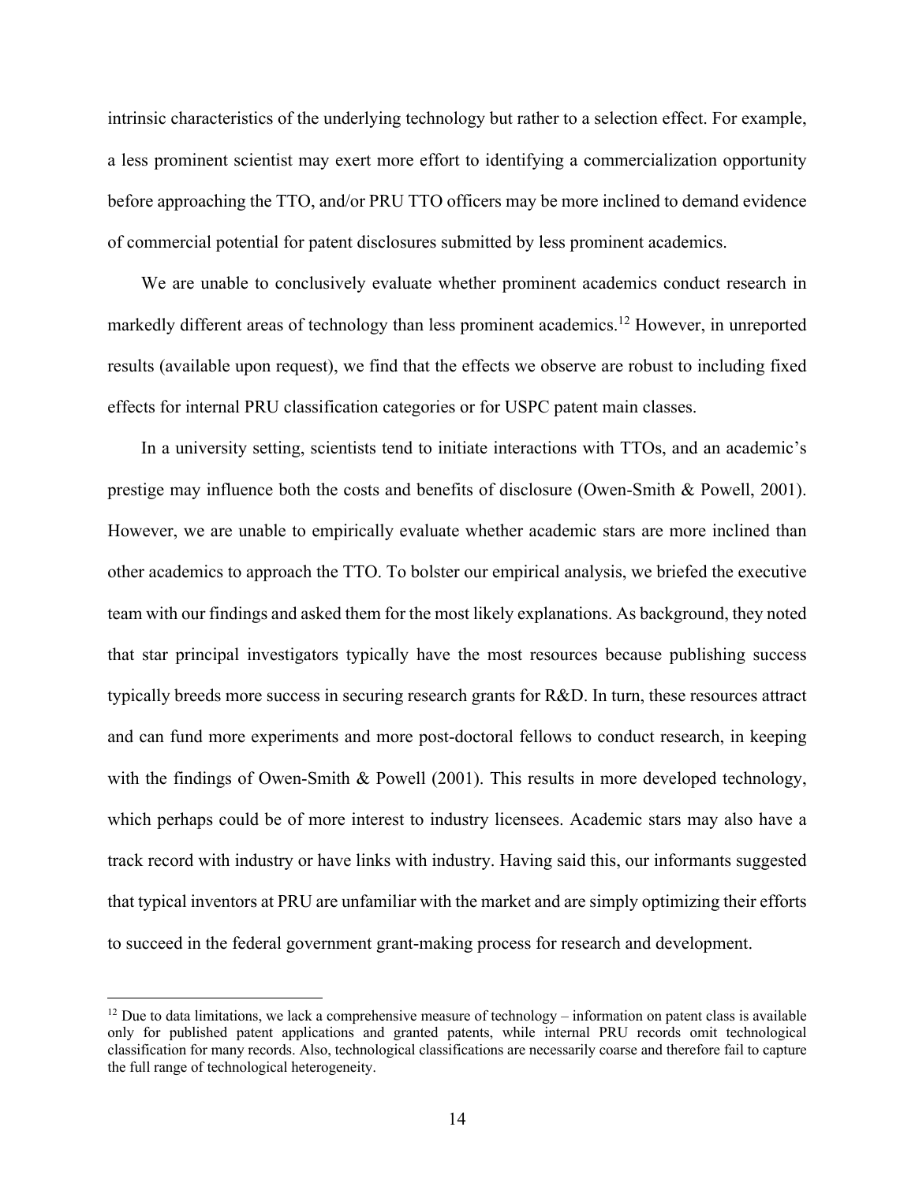intrinsic characteristics of the underlying technology but rather to a selection effect. For example, a less prominent scientist may exert more effort to identifying a commercialization opportunity before approaching the TTO, and/or PRU TTO officers may be more inclined to demand evidence of commercial potential for patent disclosures submitted by less prominent academics.

We are unable to conclusively evaluate whether prominent academics conduct research in markedly different areas of technology than less prominent academics.[12] However, in unreported results (available upon request), we find that the effects we observe are robust to including fixed effects for internal PRU classification categories or for USPC patent main classes.

In a university setting, scientists tend to initiate interactions with TTOs, and an academic's prestige may influence both the costs and benefits of disclosure (Owen-Smith & Powell, 2001). However, we are unable to empirically evaluate whether academic stars are more inclined than other academics to approach the TTO. To bolster our empirical analysis, we briefed the executive team with our findings and asked them for the most likely explanations. As background, they noted that star principal investigators typically have the most resources because publishing success typically breeds more success in securing research grants for R&D. In turn, these resources attract and can fund more experiments and more post-doctoral fellows to conduct research, in keeping with the findings of Owen-Smith & Powell (2001). This results in more developed technology, which perhaps could be of more interest to industry licensees. Academic stars may also have a track record with industry or have links with industry. Having said this, our informants suggested that typical inventors at PRU are unfamiliar with the market and are simply optimizing their efforts to succeed in the federal government grant-making process for research and development.

[12] Due to data limitations, we lack a comprehensive measure of technology – information on patent class is available only for published patent applications and granted patents, while internal PRU records omit technological classification for many records. Also, technological classifications are necessarily coarse and therefore fail to capture the full range of technological heterogeneity.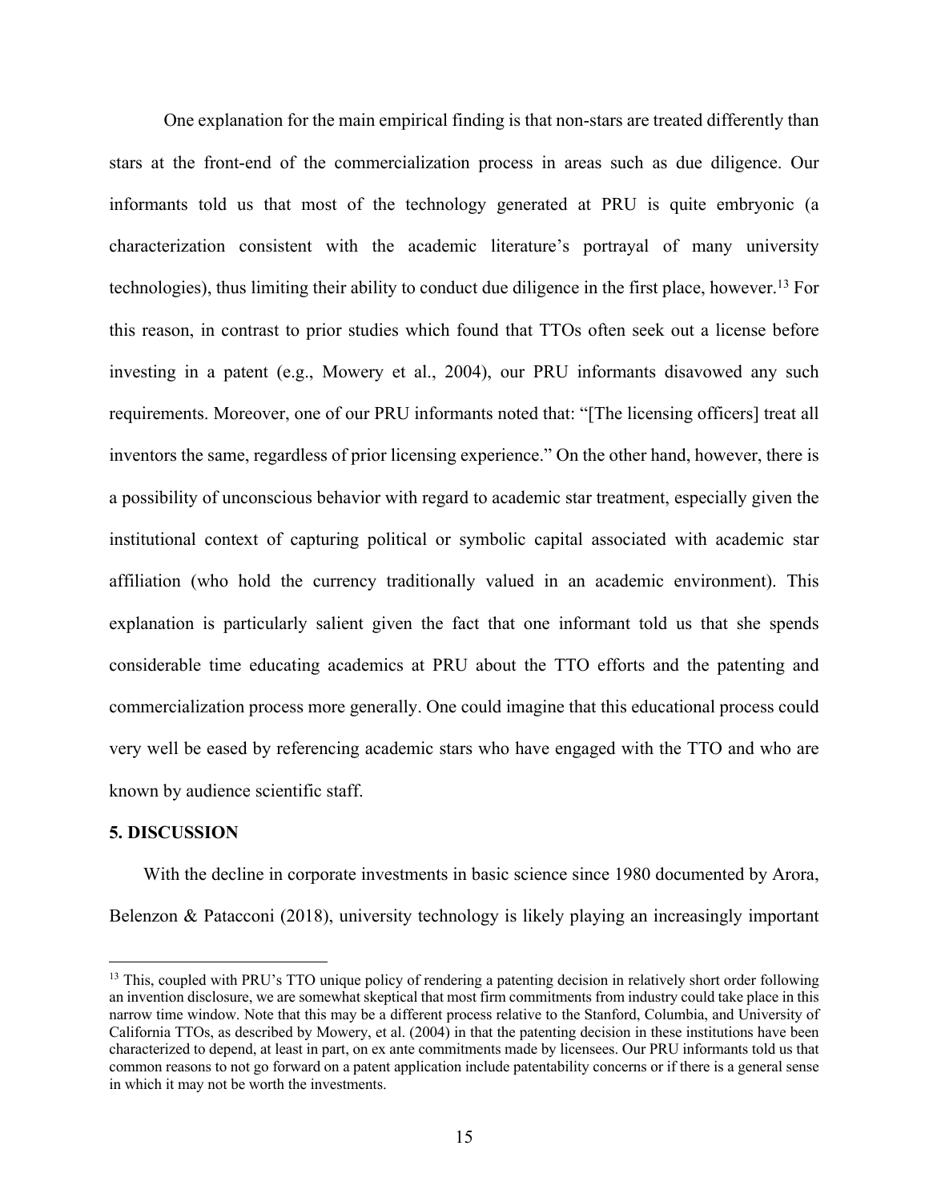One explanation for the main empirical finding is that non-stars are treated differently than stars at the front-end of the commercialization process in areas such as due diligence. Our informants told us that most of the technology generated at PRU is quite embryonic (a characterization consistent with the academic literature's portrayal of many university technologies), thus limiting their ability to conduct due diligence in the first place, however.[13] For this reason, in contrast to prior studies which found that TTOs often seek out a license before investing in a patent (e.g., Mowery et al., 2004), our PRU informants disavowed any such requirements. Moreover, one of our PRU informants noted that: "[The licensing officers] treat all inventors the same, regardless of prior licensing experience." On the other hand, however, there is a possibility of unconscious behavior with regard to academic star treatment, especially given the institutional context of capturing political or symbolic capital associated with academic star affiliation (who hold the currency traditionally valued in an academic environment). This explanation is particularly salient given the fact that one informant told us that she spends considerable time educating academics at PRU about the TTO efforts and the patenting and commercialization process more generally. One could imagine that this educational process could very well be eased by referencing academic stars who have engaged with the TTO and who are known by audience scientific staff.

## 5. DISCUSSION

With the decline in corporate investments in basic science since 1980 documented by Arora, Belenzon & Patacconi (2018), university technology is likely playing an increasingly important

---

[13] This, coupled with PRU's TTO unique policy of rendering a patenting decision in relatively short order following an invention disclosure, we are somewhat skeptical that most firm commitments from industry could take place in this narrow time window. Note that this may be a different process relative to the Stanford, Columbia, and University of California TTOs, as described by Mowery, et al. (2004) in that the patenting decision in these institutions have been characterized to depend, at least in part, on ex ante commitments made by licensees. Our PRU informants told us that common reasons to not go forward on a patent application include patentability concerns or if there is a general sense in which it may not be worth the investments.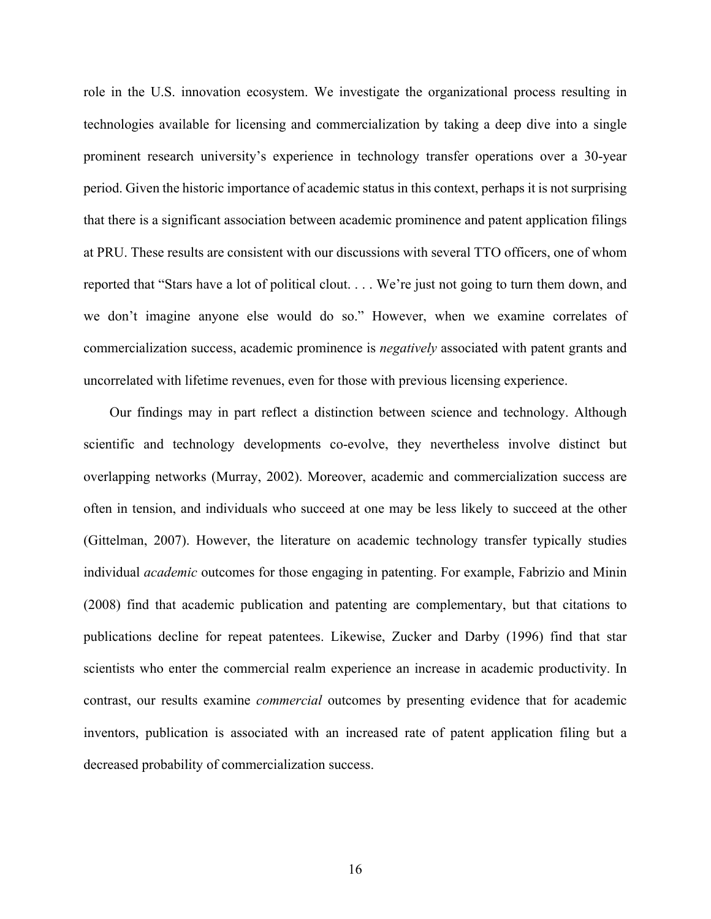role in the U.S. innovation ecosystem. We investigate the organizational process resulting in technologies available for licensing and commercialization by taking a deep dive into a single prominent research university's experience in technology transfer operations over a 30-year period. Given the historic importance of academic status in this context, perhaps it is not surprising that there is a significant association between academic prominence and patent application filings at PRU. These results are consistent with our discussions with several TTO officers, one of whom reported that "Stars have a lot of political clout. . . . We're just not going to turn them down, and we don't imagine anyone else would do so." However, when we examine correlates of commercialization success, academic prominence is *negatively* associated with patent grants and uncorrelated with lifetime revenues, even for those with previous licensing experience.

Our findings may in part reflect a distinction between science and technology. Although scientific and technology developments co-evolve, they nevertheless involve distinct but overlapping networks (Murray, 2002). Moreover, academic and commercialization success are often in tension, and individuals who succeed at one may be less likely to succeed at the other (Gittelman, 2007). However, the literature on academic technology transfer typically studies individual *academic* outcomes for those engaging in patenting. For example, Fabrizio and Minin (2008) find that academic publication and patenting are complementary, but that citations to publications decline for repeat patentees. Likewise, Zucker and Darby (1996) find that star scientists who enter the commercial realm experience an increase in academic productivity. In contrast, our results examine *commercial* outcomes by presenting evidence that for academic inventors, publication is associated with an increased rate of patent application filing but a decreased probability of commercialization success.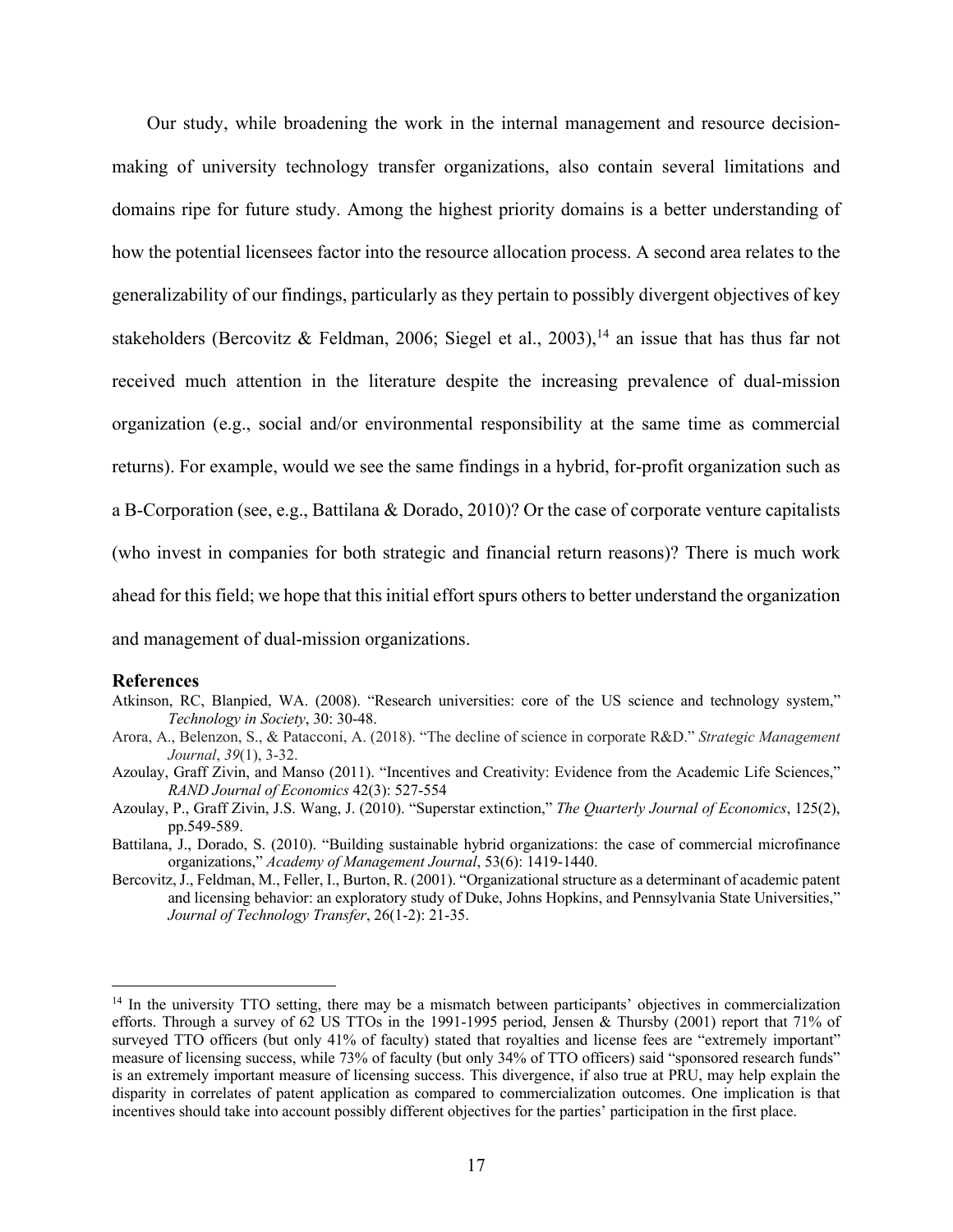Our study, while broadening the work in the internal management and resource decision-making of university technology transfer organizations, also contain several limitations and domains ripe for future study. Among the highest priority domains is a better understanding of how the potential licensees factor into the resource allocation process. A second area relates to the generalizability of our findings, particularly as they pertain to possibly divergent objectives of key stakeholders (Bercovitz & Feldman, 2006; Siegel et al., 2003),[14] an issue that has thus far not received much attention in the literature despite the increasing prevalence of dual-mission organization (e.g., social and/or environmental responsibility at the same time as commercial returns). For example, would we see the same findings in a hybrid, for-profit organization such as a B-Corporation (see, e.g., Battilana & Dorado, 2010)? Or the case of corporate venture capitalists (who invest in companies for both strategic and financial return reasons)? There is much work ahead for this field; we hope that this initial effort spurs others to better understand the organization and management of dual-mission organizations.

## References

Atkinson, RC, Blanpied, WA. (2008). "Research universities: core of the US science and technology system," *Technology in Society*, 30: 30-48.

Arora, A., Belenzon, S., & Patacconi, A. (2018). "The decline of science in corporate R&D." *Strategic Management Journal*, *39*(1), 3-32.

Azoulay, Graff Zivin, and Manso (2011). "Incentives and Creativity: Evidence from the Academic Life Sciences," *RAND Journal of Economics* 42(3): 527-554

Azoulay, P., Graff Zivin, J.S. Wang, J. (2010). "Superstar extinction," *The Quarterly Journal of Economics*, 125(2), pp.549-589.

Battilana, J., Dorado, S. (2010). "Building sustainable hybrid organizations: the case of commercial microfinance organizations," *Academy of Management Journal*, 53(6): 1419-1440.

Bercovitz, J., Feldman, M., Feller, I., Burton, R. (2001). "Organizational structure as a determinant of academic patent and licensing behavior: an exploratory study of Duke, Johns Hopkins, and Pennsylvania State Universities," *Journal of Technology Transfer*, 26(1-2): 21-35.

---

[14] In the university TTO setting, there may be a mismatch between participants' objectives in commercialization efforts. Through a survey of 62 US TTOs in the 1991-1995 period, Jensen & Thursby (2001) report that 71% of surveyed TTO officers (but only 41% of faculty) stated that royalties and license fees are "extremely important" measure of licensing success, while 73% of faculty (but only 34% of TTO officers) said "sponsored research funds" is an extremely important measure of licensing success. This divergence, if also true at PRU, may help explain the disparity in correlates of patent application as compared to commercialization outcomes. One implication is that incentives should take into account possibly different objectives for the parties' participation in the first place.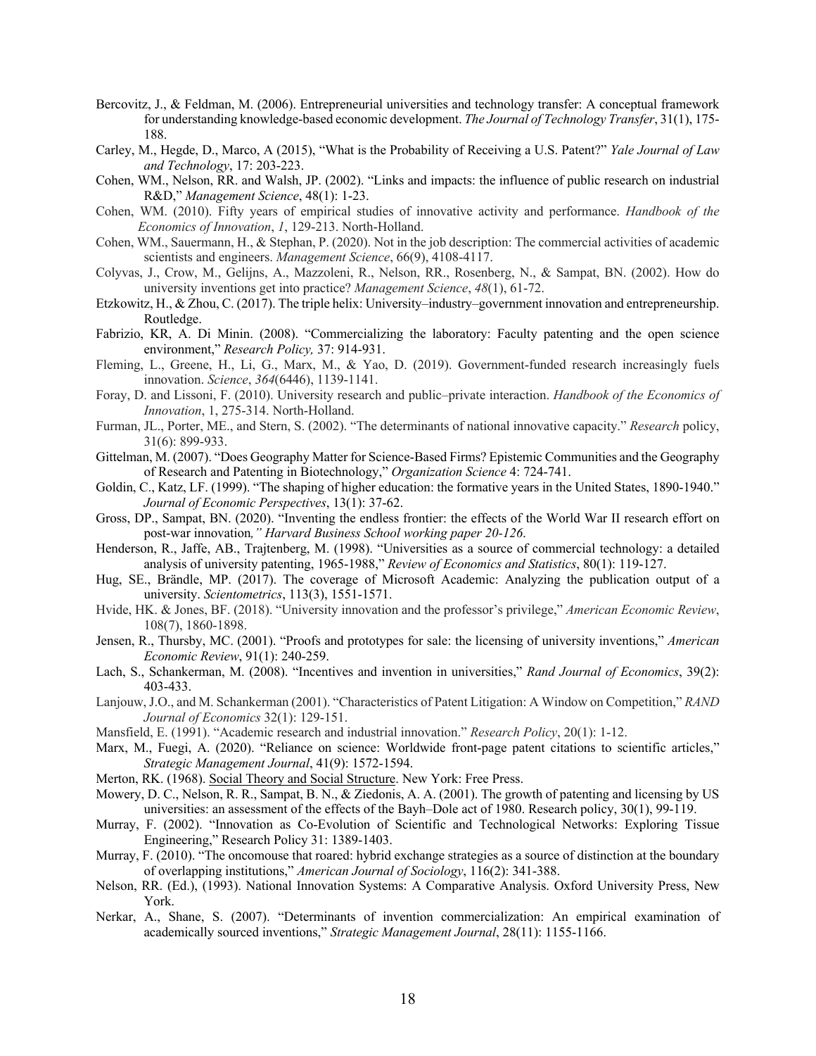Bercovitz, J., & Feldman, M. (2006). Entrepreneurial universities and technology transfer: A conceptual framework for understanding knowledge-based economic development. *The Journal of Technology Transfer*, 31(1), 175-188.

Carley, M., Hegde, D., Marco, A (2015), "What is the Probability of Receiving a U.S. Patent?" *Yale Journal of Law and Technology*, 17: 203-223.

Cohen, WM., Nelson, RR. and Walsh, JP. (2002). "Links and impacts: the influence of public research on industrial R&D," *Management Science*, 48(1): 1-23.

Cohen, WM. (2010). Fifty years of empirical studies of innovative activity and performance. *Handbook of the Economics of Innovation*, *1*, 129-213. North-Holland.

Cohen, WM., Sauermann, H., & Stephan, P. (2020). Not in the job description: The commercial activities of academic scientists and engineers. *Management Science*, 66(9), 4108-4117.

Colyvas, J., Crow, M., Gelijns, A., Mazzoleni, R., Nelson, RR., Rosenberg, N., & Sampat, BN. (2002). How do university inventions get into practice? *Management Science*, *48*(1), 61-72.

Etzkowitz, H., & Zhou, C. (2017). The triple helix: University–industry–government innovation and entrepreneurship. Routledge.

Fabrizio, KR, A. Di Minin. (2008). "Commercializing the laboratory: Faculty patenting and the open science environment," *Research Policy,* 37: 914-931.

Fleming, L., Greene, H., Li, G., Marx, M., & Yao, D. (2019). Government-funded research increasingly fuels innovation. *Science*, *364*(6446), 1139-1141.

Foray, D. and Lissoni, F. (2010). University research and public–private interaction. *Handbook of the Economics of Innovation*, 1, 275-314. North-Holland.

Furman, JL., Porter, ME., and Stern, S. (2002). "The determinants of national innovative capacity." *Research* policy, 31(6): 899-933.

Gittelman, M. (2007). "Does Geography Matter for Science-Based Firms? Epistemic Communities and the Geography of Research and Patenting in Biotechnology," *Organization Science* 4: 724-741.

Goldin, C., Katz, LF. (1999). "The shaping of higher education: the formative years in the United States, 1890-1940." *Journal of Economic Perspectives*, 13(1): 37-62.

Gross, DP., Sampat, BN. (2020). "Inventing the endless frontier: the effects of the World War II research effort on post-war innovation*," Harvard Business School working paper 20-126*.

Henderson, R., Jaffe, AB., Trajtenberg, M. (1998). "Universities as a source of commercial technology: a detailed analysis of university patenting, 1965-1988," *Review of Economics and Statistics*, 80(1): 119-127.

Hug, SE., Brändle, MP. (2017). The coverage of Microsoft Academic: Analyzing the publication output of a university. *Scientometrics*, 113(3), 1551-1571.

Hvide, HK. & Jones, BF. (2018). "University innovation and the professor's privilege," *American Economic Review*, 108(7), 1860-1898.

Jensen, R., Thursby, MC. (2001). "Proofs and prototypes for sale: the licensing of university inventions," *American Economic Review*, 91(1): 240-259.

Lach, S., Schankerman, M. (2008). "Incentives and invention in universities," *Rand Journal of Economics*, 39(2): 403-433.

Lanjouw, J.O., and M. Schankerman (2001). "Characteristics of Patent Litigation: A Window on Competition," *RAND Journal of Economics* 32(1): 129-151.

Mansfield, E. (1991). "Academic research and industrial innovation." *Research Policy*, 20(1): 1-12.

Marx, M., Fuegi, A. (2020). "Reliance on science: Worldwide front-page patent citations to scientific articles," *Strategic Management Journal*, 41(9): 1572-1594.

Merton, RK. (1968). Social Theory and Social Structure. New York: Free Press.

Mowery, D. C., Nelson, R. R., Sampat, B. N., & Ziedonis, A. A. (2001). The growth of patenting and licensing by US universities: an assessment of the effects of the Bayh–Dole act of 1980. Research policy, 30(1), 99-119.

Murray, F. (2002). "Innovation as Co-Evolution of Scientific and Technological Networks: Exploring Tissue Engineering," Research Policy 31: 1389-1403.

Murray, F. (2010). "The oncomouse that roared: hybrid exchange strategies as a source of distinction at the boundary of overlapping institutions," *American Journal of Sociology*, 116(2): 341-388.

Nelson, RR. (Ed.), (1993). National Innovation Systems: A Comparative Analysis. Oxford University Press, New York.

Nerkar, A., Shane, S. (2007). "Determinants of invention commercialization: An empirical examination of academically sourced inventions," *Strategic Management Journal*, 28(11): 1155-1166.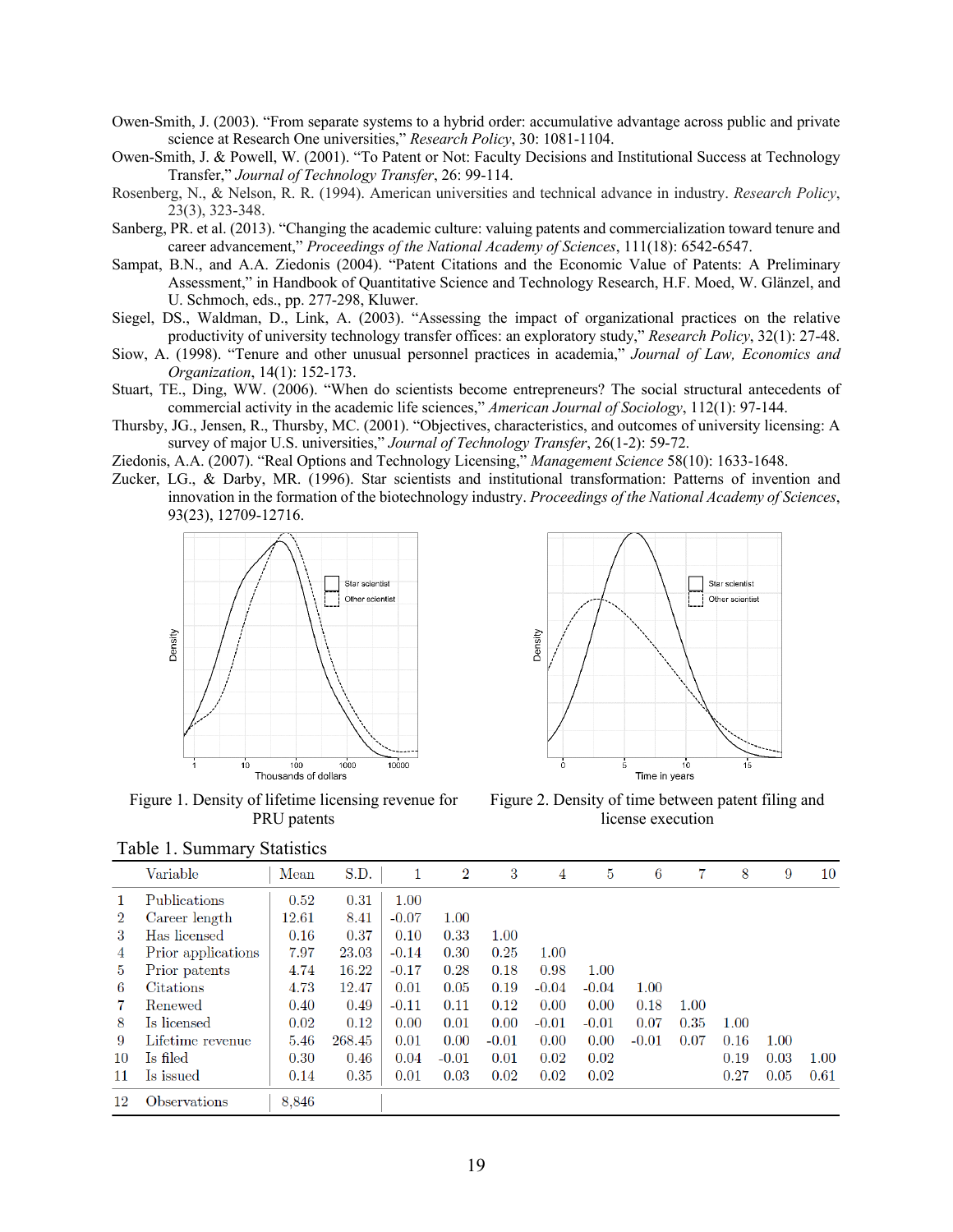Owen-Smith, J. (2003). "From separate systems to a hybrid order: accumulative advantage across public and private science at Research One universities," *Research Policy*, 30: 1081-1104.

Owen-Smith, J. & Powell, W. (2001). "To Patent or Not: Faculty Decisions and Institutional Success at Technology Transfer," *Journal of Technology Transfer*, 26: 99-114.

Rosenberg, N., & Nelson, R. R. (1994). American universities and technical advance in industry. *Research Policy*, 23(3), 323-348.

Sanberg, PR. et al. (2013). "Changing the academic culture: valuing patents and commercialization toward tenure and career advancement," *Proceedings of the National Academy of Sciences*, 111(18): 6542-6547.

Sampat, B.N., and A.A. Ziedonis (2004). "Patent Citations and the Economic Value of Patents: A Preliminary Assessment," in Handbook of Quantitative Science and Technology Research, H.F. Moed, W. Glänzel, and U. Schmoch, eds., pp. 277-298, Kluwer.

Siegel, DS., Waldman, D., Link, A. (2003). "Assessing the impact of organizational practices on the relative productivity of university technology transfer offices: an exploratory study," *Research Policy*, 32(1): 27-48.

Siow, A. (1998). "Tenure and other unusual personnel practices in academia," *Journal of Law, Economics and Organization*, 14(1): 152-173.

Stuart, TE., Ding, WW. (2006). "When do scientists become entrepreneurs? The social structural antecedents of commercial activity in the academic life sciences," *American Journal of Sociology*, 112(1): 97-144.

Thursby, JG., Jensen, R., Thursby, MC. (2001). "Objectives, characteristics, and outcomes of university licensing: A survey of major U.S. universities," *Journal of Technology Transfer*, 26(1-2): 59-72.

Ziedonis, A.A. (2007). "Real Options and Technology Licensing," *Management Science* 58(10): 1633-1648.

Zucker, LG., & Darby, MR. (1996). Star scientists and institutional transformation: Patterns of invention and innovation in the formation of the biotechnology industry. *Proceedings of the National Academy of Sciences*, 93(23), 12709-12716.

Figure 1. Density of lifetime licensing revenue for PRU patents

Figure 2. Density of time between patent filing and license execution

Table 1. Summary Statistics

| | Variable | Mean | S.D. | 1 | 2 | 3 | 4 | 5 | 6 | 7 | 8 | 9 | 10 |
|---|---|---|---|---|---|---|---|---|---|---|---|---|---|
| 1 | Publications | 0.52 | 0.31 | 1.00 | | | | | | | | | |
| 2 | Career length | 12.61 | 8.41 | -0.07 | 1.00 | | | | | | | | |
| 3 | Has licensed | 0.16 | 0.37 | 0.10 | 0.33 | 1.00 | | | | | | | |
| 4 | Prior applications | 7.97 | 23.03 | -0.14 | 0.30 | 0.25 | 1.00 | | | | | | |
| 5 | Prior patents | 4.74 | 16.22 | -0.17 | 0.28 | 0.18 | 0.98 | 1.00 | | | | | |
| 6 | Citations | 4.73 | 12.47 | 0.01 | 0.05 | 0.19 | -0.04 | -0.04 | 1.00 | | | | |
| 7 | Renewed | 0.40 | 0.49 | -0.11 | 0.11 | 0.12 | 0.00 | 0.00 | 0.18 | 1.00 | | | |
| 8 | Is licensed | 0.02 | 0.12 | 0.00 | 0.01 | 0.00 | -0.01 | -0.01 | 0.07 | 0.35 | 1.00 | | |
| 9 | Lifetime revenue | 5.46 | 268.45 | 0.01 | 0.00 | -0.01 | 0.00 | 0.00 | -0.01 | 0.07 | 0.16 | 1.00 | |
| 10 | Is filed | 0.30 | 0.46 | 0.04 | -0.01 | 0.01 | 0.02 | 0.02 | | | 0.19 | 0.03 | 1.00 |
| 11 | Is issued | 0.14 | 0.35 | 0.01 | 0.03 | 0.02 | 0.02 | 0.02 | | | 0.27 | 0.05 | 0.61 |
| 12 | Observations | 8,846 | | | | | | | | | | | |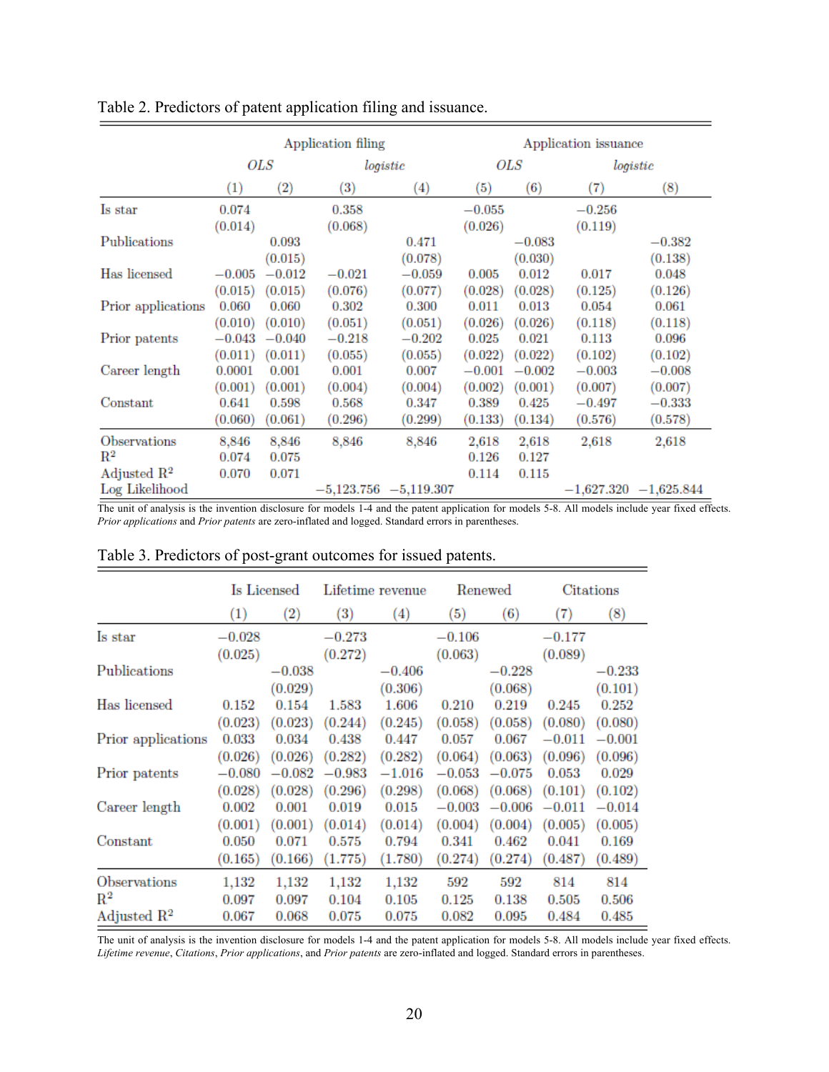Table 2. Predictors of patent application filing and issuance.

| | Application filing | | | | Application issuance | | | |
|---|---|---|---|---|---|---|---|---|
| | *OLS* | | *logistic* | | *OLS* | | *logistic* | |
| | (1) | (2) | (3) | (4) | (5) | (6) | (7) | (8) |
| Is star | 0.074 | | 0.358 | | −0.055 | | −0.256 | |
| | (0.014) | | (0.068) | | (0.026) | | (0.119) | |
| Publications | | 0.093 | | 0.471 | | −0.083 | | −0.382 |
| | | (0.015) | | (0.078) | | (0.030) | | (0.138) |
| Has licensed | −0.005 | −0.012 | −0.021 | −0.059 | 0.005 | 0.012 | 0.017 | 0.048 |
| | (0.015) | (0.015) | (0.076) | (0.077) | (0.028) | (0.028) | (0.125) | (0.126) |
| Prior applications | 0.060 | 0.060 | 0.302 | 0.300 | 0.011 | 0.013 | 0.054 | 0.061 |
| | (0.010) | (0.010) | (0.051) | (0.051) | (0.026) | (0.026) | (0.118) | (0.118) |
| Prior patents | −0.043 | −0.040 | −0.218 | −0.202 | 0.025 | 0.021 | 0.113 | 0.096 |
| | (0.011) | (0.011) | (0.055) | (0.055) | (0.022) | (0.022) | (0.102) | (0.102) |
| Career length | 0.0001 | 0.001 | 0.001 | 0.007 | −0.001 | −0.002 | −0.003 | −0.008 |
| | (0.001) | (0.001) | (0.004) | (0.004) | (0.002) | (0.001) | (0.007) | (0.007) |
| Constant | 0.641 | 0.598 | 0.568 | 0.347 | 0.389 | 0.425 | −0.497 | −0.333 |
| | (0.060) | (0.061) | (0.296) | (0.299) | (0.133) | (0.134) | (0.576) | (0.578) |
| Observations | 8,846 | 8,846 | 8,846 | 8,846 | 2,618 | 2,618 | 2,618 | 2,618 |
| $R^2$ | 0.074 | 0.075 | | | 0.126 | 0.127 | | |
| Adjusted $R^2$ | 0.070 | 0.071 | | | 0.114 | 0.115 | | |
| Log Likelihood | | | −5,123.756 | −5,119.307 | | | −1,627.320 | −1,625.844 |

The unit of analysis is the invention disclosure for models 1-4 and the patent application for models 5-8. All models include year fixed effects. *Prior applications* and *Prior patents* are zero-inflated and logged. Standard errors in parentheses.

Table 3. Predictors of post-grant outcomes for issued patents.

| | Is Licensed | | Lifetime revenue | | Renewed | | Citations | |
|---|---|---|---|---|---|---|---|---|
| | (1) | (2) | (3) | (4) | (5) | (6) | (7) | (8) |
| Is star | −0.028 | | −0.273 | | −0.106 | | −0.177 | |
| | (0.025) | | (0.272) | | (0.063) | | (0.089) | |
| Publications | | −0.038 | | −0.406 | | −0.228 | | −0.233 |
| | | (0.029) | | (0.306) | | (0.068) | | (0.101) |
| Has licensed | 0.152 | 0.154 | 1.583 | 1.606 | 0.210 | 0.219 | 0.245 | 0.252 |
| | (0.023) | (0.023) | (0.244) | (0.245) | (0.058) | (0.058) | (0.080) | (0.080) |
| Prior applications | 0.033 | 0.034 | 0.438 | 0.447 | 0.057 | 0.067 | −0.011 | −0.001 |
| | (0.026) | (0.026) | (0.282) | (0.282) | (0.064) | (0.063) | (0.096) | (0.096) |
| Prior patents | −0.080 | −0.082 | −0.983 | −1.016 | −0.053 | −0.075 | 0.053 | 0.029 |
| | (0.028) | (0.028) | (0.296) | (0.298) | (0.068) | (0.068) | (0.101) | (0.102) |
| Career length | 0.002 | 0.001 | 0.019 | 0.015 | −0.003 | −0.006 | −0.011 | −0.014 |
| | (0.001) | (0.001) | (0.014) | (0.014) | (0.004) | (0.004) | (0.005) | (0.005) |
| Constant | 0.050 | 0.071 | 0.575 | 0.794 | 0.341 | 0.462 | 0.041 | 0.169 |
| | (0.165) | (0.166) | (1.775) | (1.780) | (0.274) | (0.274) | (0.487) | (0.489) |
| Observations | 1,132 | 1,132 | 1,132 | 1,132 | 592 | 592 | 814 | 814 |
| $R^2$ | 0.097 | 0.097 | 0.104 | 0.105 | 0.125 | 0.138 | 0.505 | 0.506 |
| Adjusted $R^2$ | 0.067 | 0.068 | 0.075 | 0.075 | 0.082 | 0.095 | 0.484 | 0.485 |

The unit of analysis is the invention disclosure for models 1-4 and the patent application for models 5-8. All models include year fixed effects. *Lifetime revenue*, *Citations*, *Prior applications*, and *Prior patents* are zero-inflated and logged. Standard errors in parentheses.